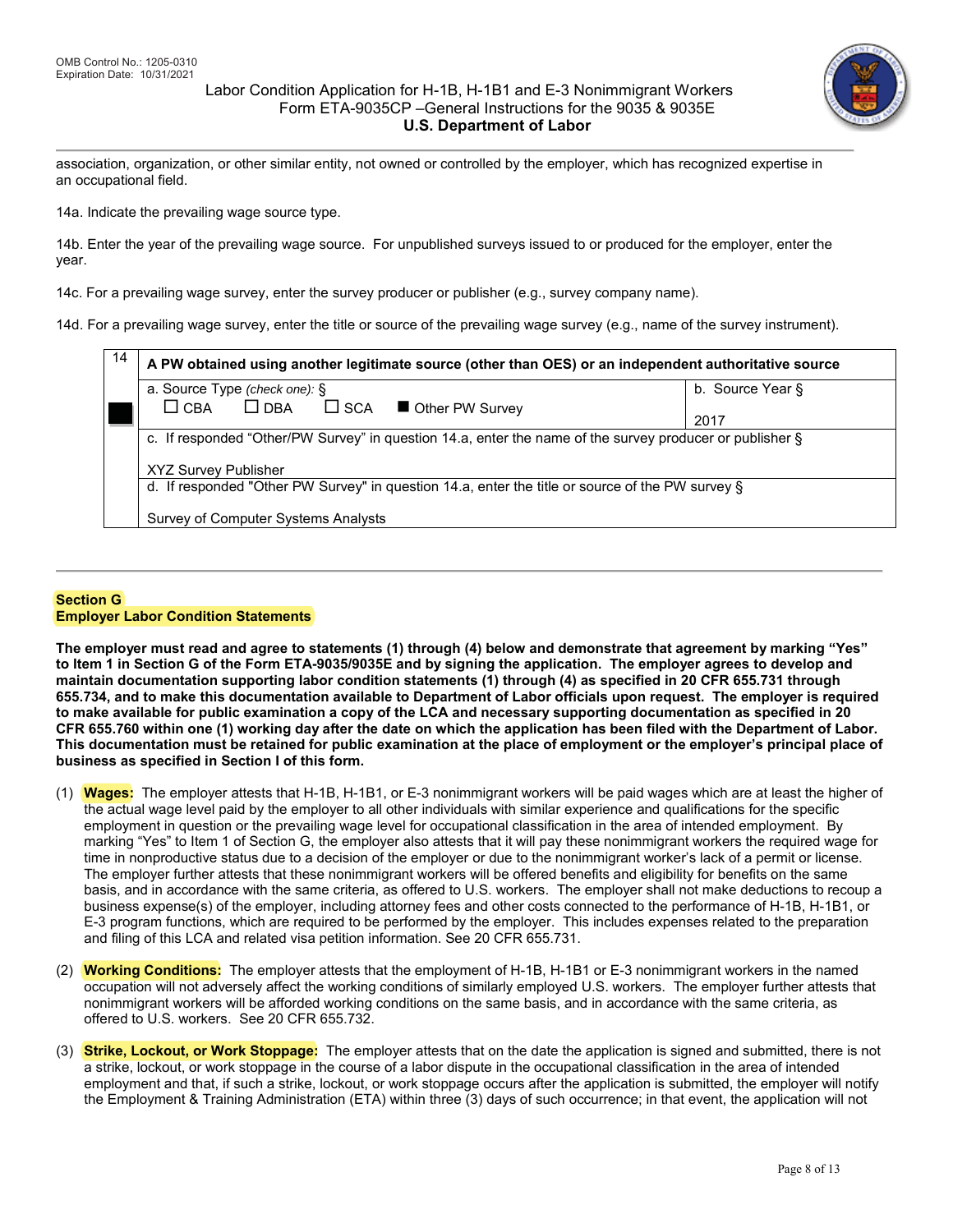association, organization, or other similar entity, not owned or controlled by the employer, which has recognized expertise in an occupational field.

14a. Indicate the prevailing wage source type.

14b. Enter the year of the prevailing wage source. For unpublished surveys issued to or produced for the employer, enter the year.

14c. For a prevailing wage survey, enter the survey producer or publisher (e.g., survey company name).

14d. For a prevailing wage survey, enter the title or source of the prevailing wage survey (e.g., name of the survey instrument).

| 14 | A PW obtained using another legitimate source (other than OES) or an independent authoritative source | |
|---|---|---|
| ■ | a. Source Type *(check one):* § ☐ CBA ☐ DBA ☐ SCA ■ Other PW Survey | b. Source Year § 2017 |
| | c. If responded "Other/PW Survey" in question 14.a, enter the name of the survey producer or publisher § XYZ Survey Publisher | |
| | d. If responded "Other PW Survey" in question 14.a, enter the title or source of the PW survey § Survey of Computer Systems Analysts | |

## Section G
## Employer Labor Condition Statements

**The employer must read and agree to statements (1) through (4) below and demonstrate that agreement by marking "Yes" to Item 1 in Section G of the Form ETA-9035/9035E and by signing the application. The employer agrees to develop and maintain documentation supporting labor condition statements (1) through (4) as specified in 20 CFR 655.731 through 655.734, and to make this documentation available to Department of Labor officials upon request. The employer is required to make available for public examination a copy of the LCA and necessary supporting documentation as specified in 20 CFR 655.760 within one (1) working day after the date on which the application has been filed with the Department of Labor. This documentation must be retained for public examination at the place of employment or the employer's principal place of business as specified in Section I of this form.**

(1) **Wages:** The employer attests that H-1B, H-1B1, or E-3 nonimmigrant workers will be paid wages which are at least the higher of the actual wage level paid by the employer to all other individuals with similar experience and qualifications for the specific employment in question or the prevailing wage level for occupational classification in the area of intended employment. By marking "Yes" to Item 1 of Section G, the employer also attests that it will pay these nonimmigrant workers the required wage for time in nonproductive status due to a decision of the employer or due to the nonimmigrant worker's lack of a permit or license. The employer further attests that these nonimmigrant workers will be offered benefits and eligibility for benefits on the same basis, and in accordance with the same criteria, as offered to U.S. workers. The employer shall not make deductions to recoup a business expense(s) of the employer, including attorney fees and other costs connected to the performance of H-1B, H-1B1, or E-3 program functions, which are required to be performed by the employer. This includes expenses related to the preparation and filing of this LCA and related visa petition information. See 20 CFR 655.731.

(2) **Working Conditions:** The employer attests that the employment of H-1B, H-1B1 or E-3 nonimmigrant workers in the named occupation will not adversely affect the working conditions of similarly employed U.S. workers. The employer further attests that nonimmigrant workers will be afforded working conditions on the same basis, and in accordance with the same criteria, as offered to U.S. workers. See 20 CFR 655.732.

(3) **Strike, Lockout, or Work Stoppage:** The employer attests that on the date the application is signed and submitted, there is not a strike, lockout, or work stoppage in the course of a labor dispute in the occupational classification in the area of intended employment and that, if such a strike, lockout, or work stoppage occurs after the application is submitted, the employer will notify the Employment & Training Administration (ETA) within three (3) days of such occurrence; in that event, the application will not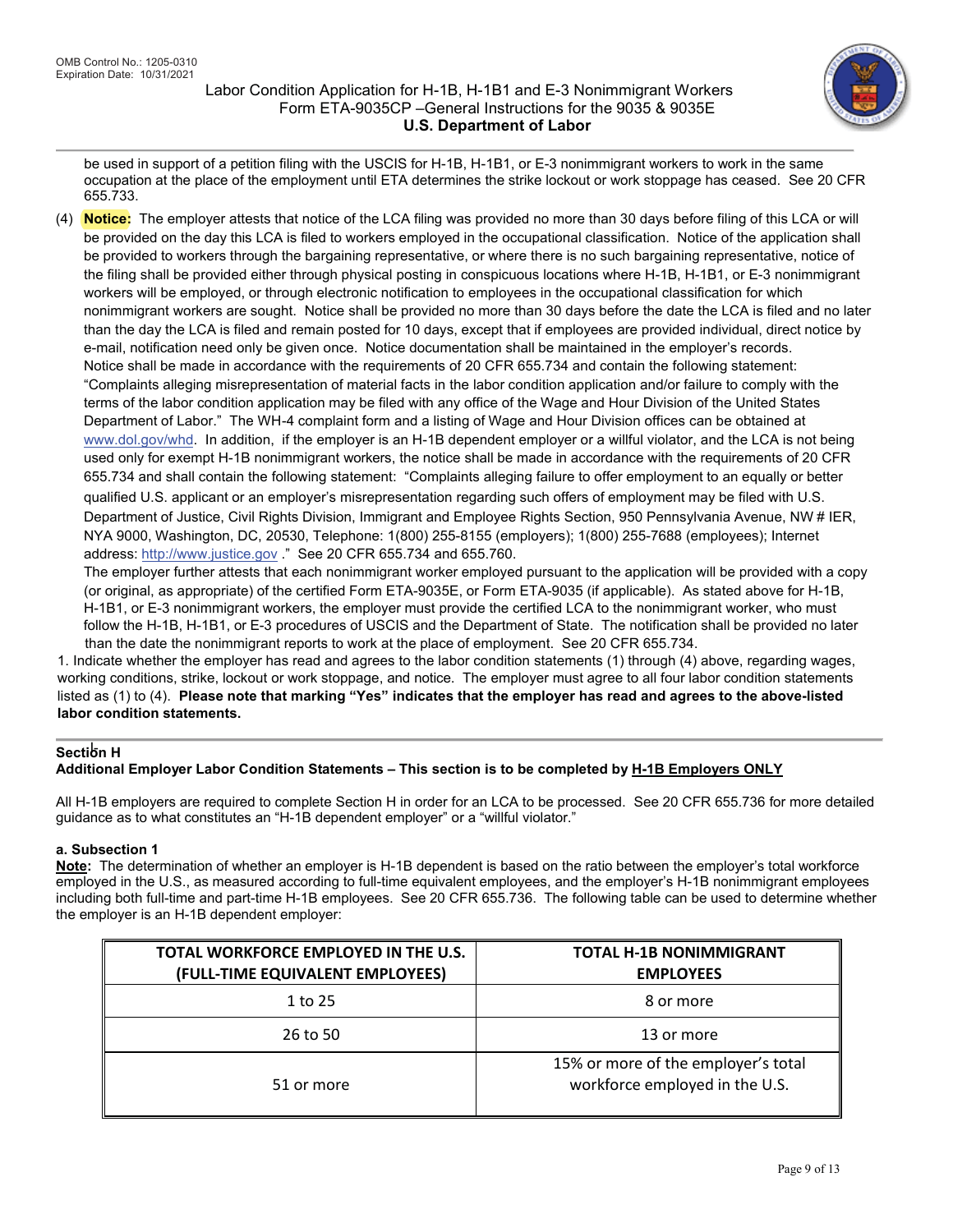be used in support of a petition filing with the USCIS for H-1B, H-1B1, or E-3 nonimmigrant workers to work in the same occupation at the place of the employment until ETA determines the strike lockout or work stoppage has ceased. See 20 CFR 655.733.

(4) **Notice:** The employer attests that notice of the LCA filing was provided no more than 30 days before filing of this LCA or will be provided on the day this LCA is filed to workers employed in the occupational classification. Notice of the application shall be provided to workers through the bargaining representative, or where there is no such bargaining representative, notice of the filing shall be provided either through physical posting in conspicuous locations where H-1B, H-1B1, or E-3 nonimmigrant workers will be employed, or through electronic notification to employees in the occupational classification for which nonimmigrant workers are sought. Notice shall be provided no more than 30 days before the date the LCA is filed and no later than the day the LCA is filed and remain posted for 10 days, except that if employees are provided individual, direct notice by e-mail, notification need only be given once. Notice documentation shall be maintained in the employer's records.
Notice shall be made in accordance with the requirements of 20 CFR 655.734 and contain the following statement: "Complaints alleging misrepresentation of material facts in the labor condition application and/or failure to comply with the terms of the labor condition application may be filed with any office of the Wage and Hour Division of the United States Department of Labor." The WH-4 complaint form and a listing of Wage and Hour Division offices can be obtained at www.dol.gov/whd. In addition, if the employer is an H-1B dependent employer or a willful violator, and the LCA is not being used only for exempt H-1B nonimmigrant workers, the notice shall be made in accordance with the requirements of 20 CFR 655.734 and shall contain the following statement: "Complaints alleging failure to offer employment to an equally or better qualified U.S. applicant or an employer's misrepresentation regarding such offers of employment may be filed with U.S. Department of Justice, Civil Rights Division, Immigrant and Employee Rights Section, 950 Pennsylvania Avenue, NW # IER, NYA 9000, Washington, DC, 20530, Telephone: 1(800) 255-8155 (employers); 1(800) 255-7688 (employees); Internet address: http://www.justice.gov ." See 20 CFR 655.734 and 655.760.
The employer further attests that each nonimmigrant worker employed pursuant to the application will be provided with a copy (or original, as appropriate) of the certified Form ETA-9035E, or Form ETA-9035 (if applicable). As stated above for H-1B, H-1B1, or E-3 nonimmigrant workers, the employer must provide the certified LCA to the nonimmigrant worker, who must follow the H-1B, H-1B1, or E-3 procedures of USCIS and the Department of State. The notification shall be provided no later than the date the nonimmigrant reports to work at the place of employment. See 20 CFR 655.734.

1. Indicate whether the employer has read and agrees to the labor condition statements (1) through (4) above, regarding wages, working conditions, strike, lockout or work stoppage, and notice. The employer must agree to all four labor condition statements listed as (1) to (4). **Please note that marking "Yes" indicates that the employer has read and agrees to the above-listed labor condition statements.**

## Section H

**Additional Employer Labor Condition Statements – This section is to be completed by H-1B Employers ONLY**

All H-1B employers are required to complete Section H in order for an LCA to be processed. See 20 CFR 655.736 for more detailed guidance as to what constitutes an "H-1B dependent employer" or a "willful violator."

### a. Subsection 1

**Note:** The determination of whether an employer is H-1B dependent is based on the ratio between the employer's total workforce employed in the U.S., as measured according to full-time equivalent employees, and the employer's H-1B nonimmigrant employees including both full-time and part-time H-1B employees. See 20 CFR 655.736. The following table can be used to determine whether the employer is an H-1B dependent employer:

| TOTAL WORKFORCE EMPLOYED IN THE U.S. (FULL-TIME EQUIVALENT EMPLOYEES) | TOTAL H-1B NONIMMIGRANT EMPLOYEES |
|---|---|
| 1 to 25 | 8 or more |
| 26 to 50 | 13 or more |
| 51 or more | 15% or more of the employer's total workforce employed in the U.S. |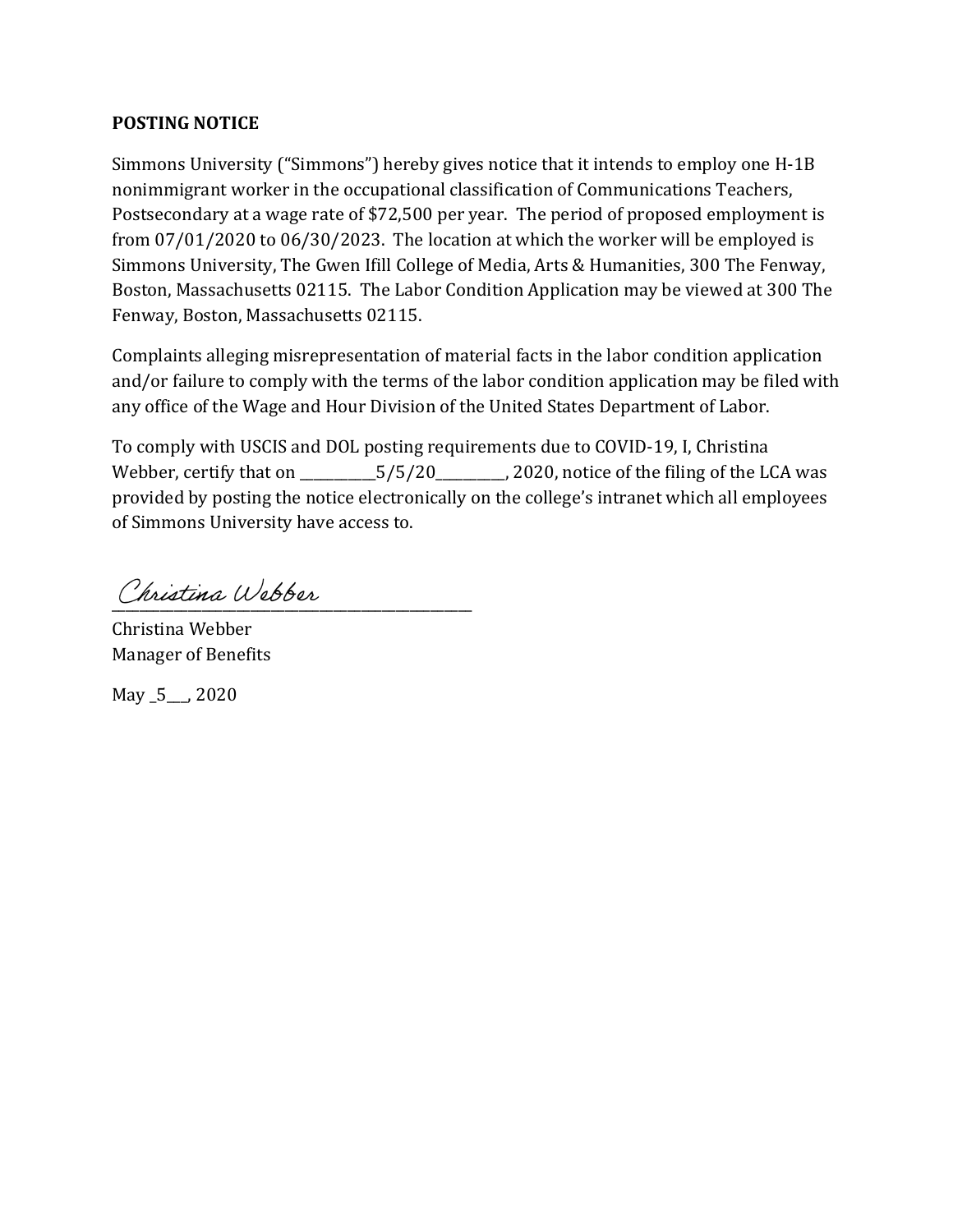**POSTING NOTICE**

Simmons University ("Simmons") hereby gives notice that it intends to employ one H-1B nonimmigrant worker in the occupational classification of Communications Teachers, Postsecondary at a wage rate of $72,500 per year. The period of proposed employment is from 07/01/2020 to 06/30/2023. The location at which the worker will be employed is Simmons University, The Gwen Ifill College of Media, Arts & Humanities, 300 The Fenway, Boston, Massachusetts 02115. The Labor Condition Application may be viewed at 300 The Fenway, Boston, Massachusetts 02115.

Complaints alleging misrepresentation of material facts in the labor condition application and/or failure to comply with the terms of the labor condition application may be filed with any office of the Wage and Hour Division of the United States Department of Labor.

To comply with USCIS and DOL posting requirements due to COVID-19, I, Christina Webber, certify that on ___________5/5/20__________, 2020, notice of the filing of the LCA was provided by posting the notice electronically on the college's intranet which all employees of Simmons University have access to.

Christina Webber
_______________________________________

Christina Webber
Manager of Benefits

May _5___, 2020